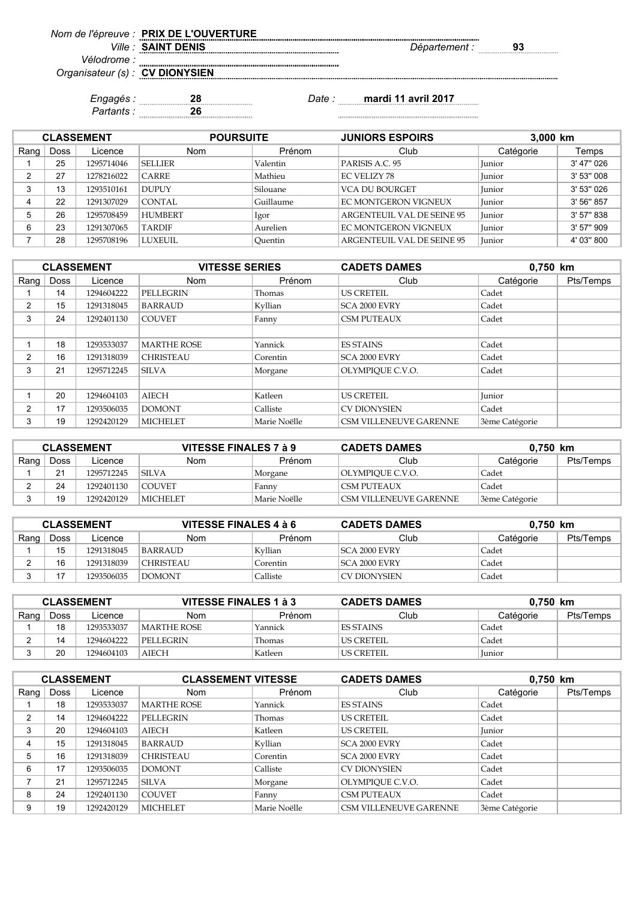*Nom de l'épreuve :* **PRIX DE L'OUVERTURE**
*Ville :* **SAINT DENIS** *Département :* **93**
*Vélodrome :*
*Organisateur (s) :* **CV DIONYSIEN**

*Engagés :* **28** *Date :* **mardi 11 avril 2017**
*Partants :* **26**

| CLASSEMENT | | | POURSUITE | | JUNIORS ESPOIRS | 3,000 km | |
|---|---|---|---|---|---|---|---|
| Rang | Doss | Licence | Nom | Prénom | Club | Catégorie | Temps |
| 1 | 25 | 1295714046 | SELLIER | Valentin | PARISIS A.C. 95 | Junior | 3' 47" 026 |
| 2 | 27 | 1278216022 | CARRE | Mathieu | EC VELIZY 78 | Junior | 3' 53" 008 |
| 3 | 13 | 1293510161 | DUPUY | Silouane | VCA DU BOURGET | Junior | 3' 53" 026 |
| 4 | 22 | 1291307029 | CONTAL | Guillaume | EC MONTGERON VIGNEUX | Junior | 3' 56" 857 |
| 5 | 26 | 1295708459 | HUMBERT | Igor | ARGENTEUIL VAL DE SEINE 95 | Junior | 3' 57" 838 |
| 6 | 23 | 1291307065 | TARDIF | Aurelien | EC MONTGERON VIGNEUX | Junior | 3' 57" 909 |
| 7 | 28 | 1295708196 | LUXEUIL | Quentin | ARGENTEUIL VAL DE SEINE 95 | Junior | 4' 03" 800 |

| CLASSEMENT | | | VITESSE SERIES | | CADETS DAMES | 0,750 km | |
|---|---|---|---|---|---|---|---|
| Rang | Doss | Licence | Nom | Prénom | Club | Catégorie | Pts/Temps |
| 1 | 14 | 1294604222 | PELLEGRIN | Thomas | US CRETEIL | Cadet | |
| 2 | 15 | 1291318045 | BARRAUD | Kyllian | SCA 2000 EVRY | Cadet | |
| 3 | 24 | 1292401130 | COUVET | Fanny | CSM PUTEAUX | Cadet | |
| | | | | | | | |
| 1 | 18 | 1293533037 | MARTHE ROSE | Yannick | ES STAINS | Cadet | |
| 2 | 16 | 1291318039 | CHRISTEAU | Corentin | SCA 2000 EVRY | Cadet | |
| 3 | 21 | 1295712245 | SILVA | Morgane | OLYMPIQUE C.V.O. | Cadet | |
| | | | | | | | |
| 1 | 20 | 1294604103 | AIECH | Katleen | US CRETEIL | Junior | |
| 2 | 17 | 1293506035 | DOMONT | Calliste | CV DIONYSIEN | Cadet | |
| 3 | 19 | 1292420129 | MICHELET | Marie Noëlle | CSM VILLENEUVE GARENNE | 3ème Catégorie | |

| CLASSEMENT | | | VITESSE FINALES 7 à 9 | | CADETS DAMES | 0,750 km | |
|---|---|---|---|---|---|---|---|
| Rang | Doss | Licence | Nom | Prénom | Club | Catégorie | Pts/Temps |
| 1 | 21 | 1295712245 | SILVA | Morgane | OLYMPIQUE C.V.O. | Cadet | |
| 2 | 24 | 1292401130 | COUVET | Fanny | CSM PUTEAUX | Cadet | |
| 3 | 19 | 1292420129 | MICHELET | Marie Noëlle | CSM VILLENEUVE GARENNE | 3ème Catégorie | |

| CLASSEMENT | | | VITESSE FINALES 4 à 6 | | CADETS DAMES | 0,750 km | |
|---|---|---|---|---|---|---|---|
| Rang | Doss | Licence | Nom | Prénom | Club | Catégorie | Pts/Temps |
| 1 | 15 | 1291318045 | BARRAUD | Kyllian | SCA 2000 EVRY | Cadet | |
| 2 | 16 | 1291318039 | CHRISTEAU | Corentin | SCA 2000 EVRY | Cadet | |
| 3 | 17 | 1293506035 | DOMONT | Calliste | CV DIONYSIEN | Cadet | |

| CLASSEMENT | | | VITESSE FINALES 1 à 3 | | CADETS DAMES | 0,750 km | |
|---|---|---|---|---|---|---|---|
| Rang | Doss | Licence | Nom | Prénom | Club | Catégorie | Pts/Temps |
| 1 | 18 | 1293533037 | MARTHE ROSE | Yannick | ES STAINS | Cadet | |
| 2 | 14 | 1294604222 | PELLEGRIN | Thomas | US CRETEIL | Cadet | |
| 3 | 20 | 1294604103 | AIECH | Katleen | US CRETEIL | Junior | |

| CLASSEMENT | | | CLASSEMENT VITESSE | | CADETS DAMES | 0,750 km | |
|---|---|---|---|---|---|---|---|
| Rang | Doss | Licence | Nom | Prénom | Club | Catégorie | Pts/Temps |
| 1 | 18 | 1293533037 | MARTHE ROSE | Yannick | ES STAINS | Cadet | |
| 2 | 14 | 1294604222 | PELLEGRIN | Thomas | US CRETEIL | Cadet | |
| 3 | 20 | 1294604103 | AIECH | Katleen | US CRETEIL | Junior | |
| 4 | 15 | 1291318045 | BARRAUD | Kyllian | SCA 2000 EVRY | Cadet | |
| 5 | 16 | 1291318039 | CHRISTEAU | Corentin | SCA 2000 EVRY | Cadet | |
| 6 | 17 | 1293506035 | DOMONT | Calliste | CV DIONYSIEN | Cadet | |
| 7 | 21 | 1295712245 | SILVA | Morgane | OLYMPIQUE C.V.O. | Cadet | |
| 8 | 24 | 1292401130 | COUVET | Fanny | CSM PUTEAUX | Cadet | |
| 9 | 19 | 1292420129 | MICHELET | Marie Noëlle | CSM VILLENEUVE GARENNE | 3ème Catégorie | |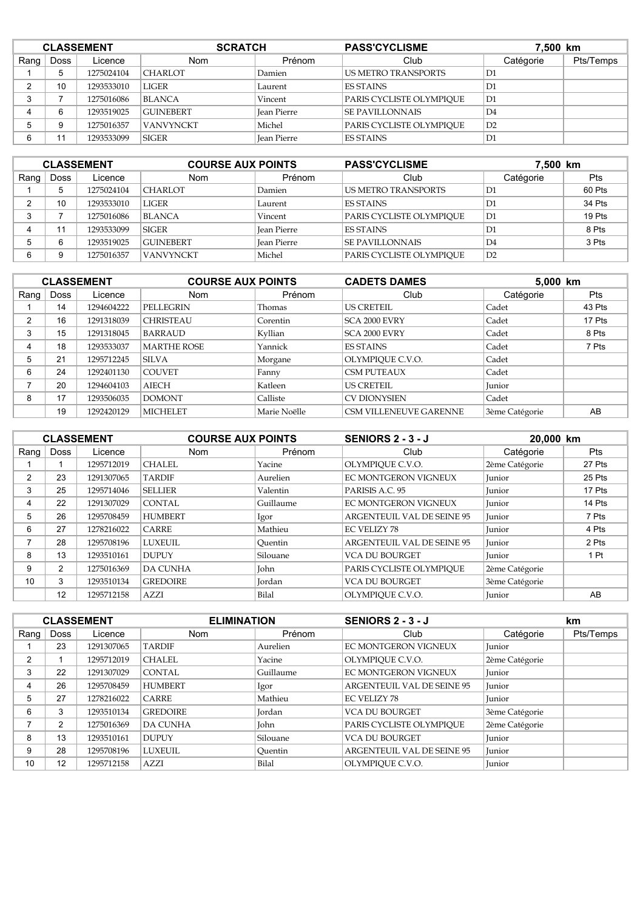| CLASSEMENT | | SCRATCH | | PASS'CYCLISME | 7,500 km | |
|---|---|---|---|---|---|---|
| Rang | Doss | Licence | Nom | Prénom | Club | Catégorie | Pts/Temps |
| 1 | 5 | 1275024104 | CHARLOT | Damien | US METRO TRANSPORTS | D1 | |
| 2 | 10 | 1293533010 | LIGER | Laurent | ES STAINS | D1 | |
| 3 | 7 | 1275016086 | BLANCA | Vincent | PARIS CYCLISTE OLYMPIQUE | D1 | |
| 4 | 6 | 1293519025 | GUINEBERT | Jean Pierre | SE PAVILLONNAIS | D4 | |
| 5 | 9 | 1275016357 | VANVYNCKT | Michel | PARIS CYCLISTE OLYMPIQUE | D2 | |
| 6 | 11 | 1293533099 | SIGER | Jean Pierre | ES STAINS | D1 | |

| CLASSEMENT | | COURSE AUX POINTS | | PASS'CYCLISME | 7,500 km | |
|---|---|---|---|---|---|---|
| Rang | Doss | Licence | Nom | Prénom | Club | Catégorie | Pts |
| 1 | 5 | 1275024104 | CHARLOT | Damien | US METRO TRANSPORTS | D1 | 60 Pts |
| 2 | 10 | 1293533010 | LIGER | Laurent | ES STAINS | D1 | 34 Pts |
| 3 | 7 | 1275016086 | BLANCA | Vincent | PARIS CYCLISTE OLYMPIQUE | D1 | 19 Pts |
| 4 | 11 | 1293533099 | SIGER | Jean Pierre | ES STAINS | D1 | 8 Pts |
| 5 | 6 | 1293519025 | GUINEBERT | Jean Pierre | SE PAVILLONNAIS | D4 | 3 Pts |
| 6 | 9 | 1275016357 | VANVYNCKT | Michel | PARIS CYCLISTE OLYMPIQUE | D2 | |

| CLASSEMENT | | COURSE AUX POINTS | | CADETS DAMES | 5,000 km | |
|---|---|---|---|---|---|---|
| Rang | Doss | Licence | Nom | Prénom | Club | Catégorie | Pts |
| 1 | 14 | 1294604222 | PELLEGRIN | Thomas | US CRETEIL | Cadet | 43 Pts |
| 2 | 16 | 1291318039 | CHRISTEAU | Corentin | SCA 2000 EVRY | Cadet | 17 Pts |
| 3 | 15 | 1291318045 | BARRAUD | Kyllian | SCA 2000 EVRY | Cadet | 8 Pts |
| 4 | 18 | 1293533037 | MARTHE ROSE | Yannick | ES STAINS | Cadet | 7 Pts |
| 5 | 21 | 1295712245 | SILVA | Morgane | OLYMPIQUE C.V.O. | Cadet | |
| 6 | 24 | 1292401130 | COUVET | Fanny | CSM PUTEAUX | Cadet | |
| 7 | 20 | 1294604103 | AIECH | Katleen | US CRETEIL | Junior | |
| 8 | 17 | 1293506035 | DOMONT | Calliste | CV DIONYSIEN | Cadet | |
| | 19 | 1292420129 | MICHELET | Marie Noëlle | CSM VILLENEUVE GARENNE | 3ème Catégorie | AB |

| CLASSEMENT | | COURSE AUX POINTS | | SENIORS 2 - 3 - J | 20,000 km | |
|---|---|---|---|---|---|---|
| Rang | Doss | Licence | Nom | Prénom | Club | Catégorie | Pts |
| 1 | 1 | 1295712019 | CHALEL | Yacine | OLYMPIQUE C.V.O. | 2ème Catégorie | 27 Pts |
| 2 | 23 | 1291307065 | TARDIF | Aurelien | EC MONTGERON VIGNEUX | Junior | 25 Pts |
| 3 | 25 | 1295714046 | SELLIER | Valentin | PARISIS A.C. 95 | Junior | 17 Pts |
| 4 | 22 | 1291307029 | CONTAL | Guillaume | EC MONTGERON VIGNEUX | Junior | 14 Pts |
| 5 | 26 | 1295708459 | HUMBERT | Igor | ARGENTEUIL VAL DE SEINE 95 | Junior | 7 Pts |
| 6 | 27 | 1278216022 | CARRE | Mathieu | EC VELIZY 78 | Junior | 4 Pts |
| 7 | 28 | 1295708196 | LUXEUIL | Quentin | ARGENTEUIL VAL DE SEINE 95 | Junior | 2 Pts |
| 8 | 13 | 1293510161 | DUPUY | Silouane | VCA DU BOURGET | Junior | 1 Pt |
| 9 | 2 | 1275016369 | DA CUNHA | John | PARIS CYCLISTE OLYMPIQUE | 2ème Catégorie | |
| 10 | 3 | 1293510134 | GREDOIRE | Jordan | VCA DU BOURGET | 3ème Catégorie | |
| | 12 | 1295712158 | AZZI | Bilal | OLYMPIQUE C.V.O. | Junior | AB |

| CLASSEMENT | | ELIMINATION | | SENIORS 2 - 3 - J | km | |
|---|---|---|---|---|---|---|
| Rang | Doss | Licence | Nom | Prénom | Club | Catégorie | Pts/Temps |
| 1 | 23 | 1291307065 | TARDIF | Aurelien | EC MONTGERON VIGNEUX | Junior | |
| 2 | 1 | 1295712019 | CHALEL | Yacine | OLYMPIQUE C.V.O. | 2ème Catégorie | |
| 3 | 22 | 1291307029 | CONTAL | Guillaume | EC MONTGERON VIGNEUX | Junior | |
| 4 | 26 | 1295708459 | HUMBERT | Igor | ARGENTEUIL VAL DE SEINE 95 | Junior | |
| 5 | 27 | 1278216022 | CARRE | Mathieu | EC VELIZY 78 | Junior | |
| 6 | 3 | 1293510134 | GREDOIRE | Jordan | VCA DU BOURGET | 3ème Catégorie | |
| 7 | 2 | 1275016369 | DA CUNHA | John | PARIS CYCLISTE OLYMPIQUE | 2ème Catégorie | |
| 8 | 13 | 1293510161 | DUPUY | Silouane | VCA DU BOURGET | Junior | |
| 9 | 28 | 1295708196 | LUXEUIL | Quentin | ARGENTEUIL VAL DE SEINE 95 | Junior | |
| 10 | 12 | 1295712158 | AZZI | Bilal | OLYMPIQUE C.V.O. | Junior | |